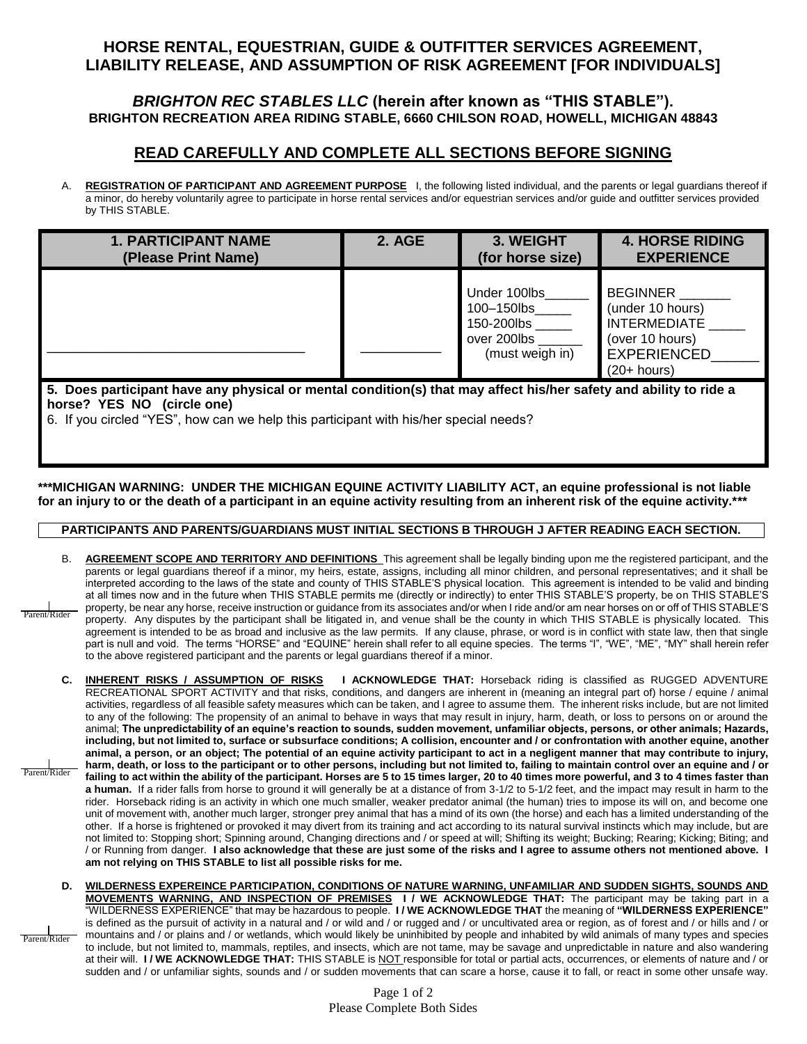# HORSE RENTAL, EQUESTRIAN, GUIDE & OUTFITTER SERVICES AGREEMENT, LIABILITY RELEASE, AND ASSUMPTION OF RISK AGREEMENT [FOR INDIVIDUALS]

## *BRIGHTON REC STABLES LLC* (herein after known as "THIS STABLE").

**BRIGHTON RECREATION AREA RIDING STABLE, 6660 CHILSON ROAD, HOWELL, MICHIGAN 48843**

## READ CAREFULLY AND COMPLETE ALL SECTIONS BEFORE SIGNING

A. **REGISTRATION OF PARTICIPANT AND AGREEMENT PURPOSE** I, the following listed individual, and the parents or legal guardians thereof if a minor, do hereby voluntarily agree to participate in horse rental services and/or equestrian services and/or guide and outfitter services provided by THIS STABLE.

| 1. PARTICIPANT NAME (Please Print Name) | 2. AGE | 3. WEIGHT (for horse size) | 4. HORSE RIDING EXPERIENCE |
|---|---|---|---|
| ________________________________ | __________ | Under 100lbs______ 100–150lbs_____ 150-200lbs _____ over 200lbs ______ (must weigh in) | BEGINNER _______ (under 10 hours) INTERMEDIATE _____ (over 10 hours) EXPERIENCED______ (20+ hours) |

**5. Does participant have any physical or mental condition(s) that may affect his/her safety and ability to ride a horse? YES NO (circle one)**

6. If you circled "YES", how can we help this participant with his/her special needs?

**\*\*\*MICHIGAN WARNING: UNDER THE MICHIGAN EQUINE ACTIVITY LIABILITY ACT, an equine professional is not liable for an injury to or the death of a participant in an equine activity resulting from an inherent risk of the equine activity.\*\*\***

**PARTICIPANTS AND PARENTS/GUARDIANS MUST INITIAL SECTIONS B THROUGH J AFTER READING EACH SECTION.**

B. **AGREEMENT SCOPE AND TERRITORY AND DEFINITIONS** This agreement shall be legally binding upon me the registered participant, and the parents or legal guardians thereof if a minor, my heirs, estate, assigns, including all minor children, and personal representatives; and it shall be interpreted according to the laws of the state and county of THIS STABLE'S physical location. This agreement is intended to be valid and binding at all times now and in the future when THIS STABLE permits me (directly or indirectly) to enter THIS STABLE'S property, be on THIS STABLE'S property, be near any horse, receive instruction or guidance from its associates and/or when I ride and/or am near horses on or off of THIS STABLE'S property. Any disputes by the participant shall be litigated in, and venue shall be the county in which THIS STABLE is physically located. This agreement is intended to be as broad and inclusive as the law permits. If any clause, phrase, or word is in conflict with state law, then that single part is null and void. The terms "HORSE" and "EQUINE" herein shall refer to all equine species. The terms "I", "WE", "ME", "MY" shall herein refer to the above registered participant and the parents or legal guardians thereof if a minor.

____ Parent/Rider

C. **INHERENT RISKS / ASSUMPTION OF RISKS I ACKNOWLEDGE THAT:** Horseback riding is classified as RUGGED ADVENTURE RECREATIONAL SPORT ACTIVITY and that risks, conditions, and dangers are inherent in (meaning an integral part of) horse / equine / animal activities, regardless of all feasible safety measures which can be taken, and I agree to assume them. The inherent risks include, but are not limited to any of the following: The propensity of an animal to behave in ways that may result in injury, harm, death, or loss to persons on or around the animal; **The unpredictability of an equine's reaction to sounds, sudden movement, unfamiliar objects, persons, or other animals; Hazards, including, but not limited to, surface or subsurface conditions; A collision, encounter and / or confrontation with another equine, another animal, a person, or an object; The potential of an equine activity participant to act in a negligent manner that may contribute to injury, harm, death, or loss to the participant or to other persons, including but not limited to, failing to maintain control over an equine and / or failing to act within the ability of the participant. Horses are 5 to 15 times larger, 20 to 40 times more powerful, and 3 to 4 times faster than a human.** If a rider falls from horse to ground it will generally be at a distance of from 3-1/2 to 5-1/2 feet, and the impact may result in harm to the rider. Horseback riding is an activity in which one much smaller, weaker predator animal (the human) tries to impose its will on, and become one unit of movement with, another much larger, stronger prey animal that has a mind of its own (the horse) and each has a limited understanding of the other. If a horse is frightened or provoked it may divert from its training and act according to its natural survival instincts which may include, but are not limited to: Stopping short; Spinning around, Changing directions and / or speed at will; Shifting its weight; Bucking; Rearing; Kicking; Biting; and / or Running from danger. **I also acknowledge that these are just some of the risks and I agree to assume others not mentioned above. I am not relying on THIS STABLE to list all possible risks for me.**

____ Parent/Rider

D. **WILDERNESS EXPEREINCE PARTICIPATION, CONDITIONS OF NATURE WARNING, UNFAMILIAR AND SUDDEN SIGHTS, SOUNDS AND MOVEMENTS WARNING, AND INSPECTION OF PREMISES I / WE ACKNOWLEDGE THAT:** The participant may be taking part in a "WILDERNESS EXPERIENCE" that may be hazardous to people. **I / WE ACKNOWLEDGE THAT** the meaning of **"WILDERNESS EXPERIENCE"** is defined as the pursuit of activity in a natural and / or wild and / or rugged and / or uncultivated area or region, as of forest and / or hills and / or mountains and / or plains and / or wetlands, which would likely be uninhibited by people and inhabited by wild animals of many types and species to include, but not limited to, mammals, reptiles, and insects, which are not tame, may be savage and unpredictable in nature and also wandering at their will. **I / WE ACKNOWLEDGE THAT:** THIS STABLE is NOT responsible for total or partial acts, occurrences, or elements of nature and / or sudden and / or unfamiliar sights, sounds and / or sudden movements that can scare a horse, cause it to fall, or react in some other unsafe way.

____ Parent/Rider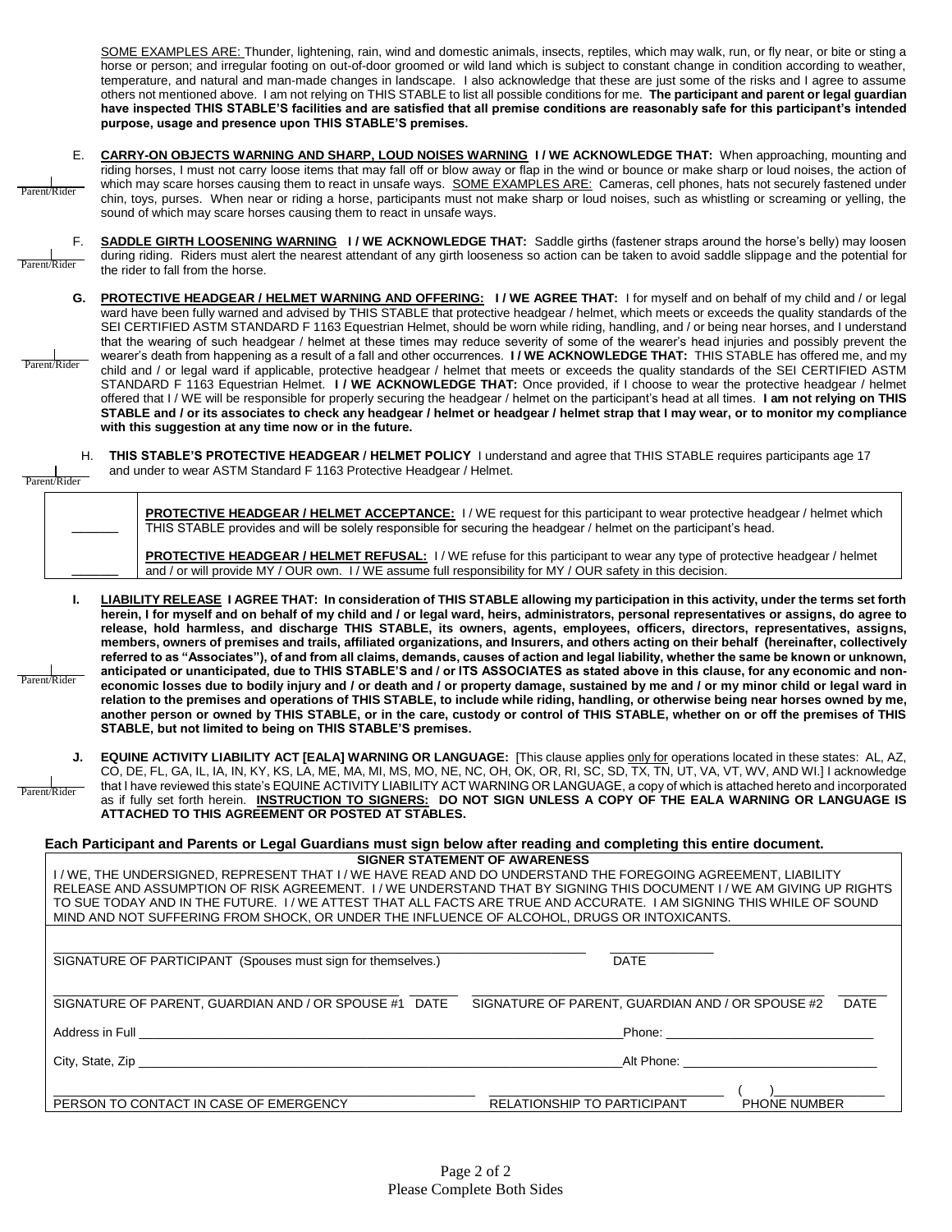<u>SOME EXAMPLES ARE:</u> Thunder, lightening, rain, wind and domestic animals, insects, reptiles, which may walk, run, or fly near, or bite or sting a horse or person; and irregular footing on out-of-door groomed or wild land which is subject to constant change in condition according to weather, temperature, and natural and man-made changes in landscape. I also acknowledge that these are just some of the risks and I agree to assume others not mentioned above. I am not relying on THIS STABLE to list all possible conditions for me. **The participant and parent or legal guardian have inspected THIS STABLE'S facilities and are satisfied that all premise conditions are reasonably safe for this participant's intended purpose, usage and presence upon THIS STABLE'S premises.**

Parent/Rider ______ E. **<u>CARRY-ON OBJECTS WARNING AND SHARP, LOUD NOISES WARNING</u> I / WE ACKNOWLEDGE THAT:** When approaching, mounting and riding horses, I must not carry loose items that may fall off or blow away or flap in the wind or bounce or make sharp or loud noises, the action of which may scare horses causing them to react in unsafe ways. <u>SOME EXAMPLES ARE:</u> Cameras, cell phones, hats not securely fastened under chin, toys, purses. When near or riding a horse, participants must not make sharp or loud noises, such as whistling or screaming or yelling, the sound of which may scare horses causing them to react in unsafe ways.

Parent/Rider ______ F. **<u>SADDLE GIRTH LOOSENING WARNING</u> I / WE ACKNOWLEDGE THAT:** Saddle girths (fastener straps around the horse's belly) may loosen during riding. Riders must alert the nearest attendant of any girth looseness so action can be taken to avoid saddle slippage and the potential for the rider to fall from the horse.

Parent/Rider ______ **G. <u>PROTECTIVE HEADGEAR / HELMET WARNING AND OFFERING:</u> I / WE AGREE THAT:** I for myself and on behalf of my child and / or legal ward have been fully warned and advised by THIS STABLE that protective headgear / helmet, which meets or exceeds the quality standards of the SEI CERTIFIED ASTM STANDARD F 1163 Equestrian Helmet, should be worn while riding, handling, and / or being near horses, and I understand that the wearing of such headgear / helmet at these times may reduce severity of some of the wearer's head injuries and possibly prevent the wearer's death from happening as a result of a fall and other occurrences. **I / WE ACKNOWLEDGE THAT:** THIS STABLE has offered me, and my child and / or legal ward if applicable, protective headgear / helmet that meets or exceeds the quality standards of the SEI CERTIFIED ASTM STANDARD F 1163 Equestrian Helmet. **I / WE ACKNOWLEDGE THAT:** Once provided, if I choose to wear the protective headgear / helmet offered that I / WE will be responsible for properly securing the headgear / helmet on the participant's head at all times. **I am not relying on THIS STABLE and / or its associates to check any headgear / helmet or headgear / helmet strap that I may wear, or to monitor my compliance with this suggestion at any time now or in the future.**

Parent/Rider ______ H. **THIS STABLE'S PROTECTIVE HEADGEAR / HELMET POLICY** I understand and agree that THIS STABLE requires participants age 17 and under to wear ASTM Standard F 1163 Protective Headgear / Helmet.

| | |
|---|---|
| ______ | **<u>PROTECTIVE HEADGEAR / HELMET ACCEPTANCE:</u>** I / WE request for this participant to wear protective headgear / helmet which THIS STABLE provides and will be solely responsible for securing the headgear / helmet on the participant's head. |
| ______ | **<u>PROTECTIVE HEADGEAR / HELMET REFUSAL:</u>** I / WE refuse for this participant to wear any type of protective headgear / helmet and / or will provide MY / OUR own. I / WE assume full responsibility for MY / OUR safety in this decision. |

Parent/Rider ______ **I. <u>LIABILITY RELEASE</u> I AGREE THAT: In consideration of THIS STABLE allowing my participation in this activity, under the terms set forth herein, I for myself and on behalf of my child and / or legal ward, heirs, administrators, personal representatives or assigns, do agree to release, hold harmless, and discharge THIS STABLE, its owners, agents, employees, officers, directors, representatives, assigns, members, owners of premises and trails, affiliated organizations, and Insurers, and others acting on their behalf (hereinafter, collectively referred to as "Associates"), of and from all claims, demands, causes of action and legal liability, whether the same be known or unknown, anticipated or unanticipated, due to THIS STABLE'S and / or ITS ASSOCIATES as stated above in this clause, for any economic and non-economic losses due to bodily injury and / or death and / or property damage, sustained by me and / or my minor child or legal ward in relation to the premises and operations of THIS STABLE, to include while riding, handling, or otherwise being near horses owned by me, another person or owned by THIS STABLE, or in the care, custody or control of THIS STABLE, whether on or off the premises of THIS STABLE, but not limited to being on THIS STABLE'S premises.**

Parent/Rider ______ **J. EQUINE ACTIVITY LIABILITY ACT [EALA] WARNING OR LANGUAGE:** [This clause applies <u>only for</u> operations located in these states: AL, AZ, CO, DE, FL, GA, IL, IA, IN, KY, KS, LA, ME, MA, MI, MS, MO, NE, NC, OH, OK, OR, RI, SC, SD, TX, TN, UT, VA, VT, WV, AND WI.] I acknowledge that I have reviewed this state's EQUINE ACTIVITY LIABILITY ACT WARNING OR LANGUAGE, a copy of which is attached hereto and incorporated as if fully set forth herein. **<u>INSTRUCTION TO SIGNERS:</u> DO NOT SIGN UNLESS A COPY OF THE EALA WARNING OR LANGUAGE IS ATTACHED TO THIS AGREEMENT OR POSTED AT STABLES.**

**Each Participant and Parents or Legal Guardians must sign below after reading and completing this entire document.**

**SIGNER STATEMENT OF AWARENESS**

I / WE, THE UNDERSIGNED, REPRESENT THAT I / WE HAVE READ AND DO UNDERSTAND THE FOREGOING AGREEMENT, LIABILITY RELEASE AND ASSUMPTION OF RISK AGREEMENT. I / WE UNDERSTAND THAT BY SIGNING THIS DOCUMENT I / WE AM GIVING UP RIGHTS TO SUE TODAY AND IN THE FUTURE. I / WE ATTEST THAT ALL FACTS ARE TRUE AND ACCURATE. I AM SIGNING THIS WHILE OF SOUND MIND AND NOT SUFFERING FROM SHOCK, OR UNDER THE INFLUENCE OF ALCOHOL, DRUGS OR INTOXICANTS.

______________________________________________ ______________
SIGNATURE OF PARTICIPANT (Spouses must sign for themselves.) DATE

______________________________________ ______ ______________________________________ ______
SIGNATURE OF PARENT, GUARDIAN AND / OR SPOUSE #1 DATE SIGNATURE OF PARENT, GUARDIAN AND / OR SPOUSE #2 DATE

Address in Full ______________________________________ Phone: ______________________

City, State, Zip ______________________________________ Alt Phone: ______________________

______________________________________ ______________________ ( ) ______________
PERSON TO CONTACT IN CASE OF EMERGENCY RELATIONSHIP TO PARTICIPANT PHONE NUMBER

Please Complete Both Sides